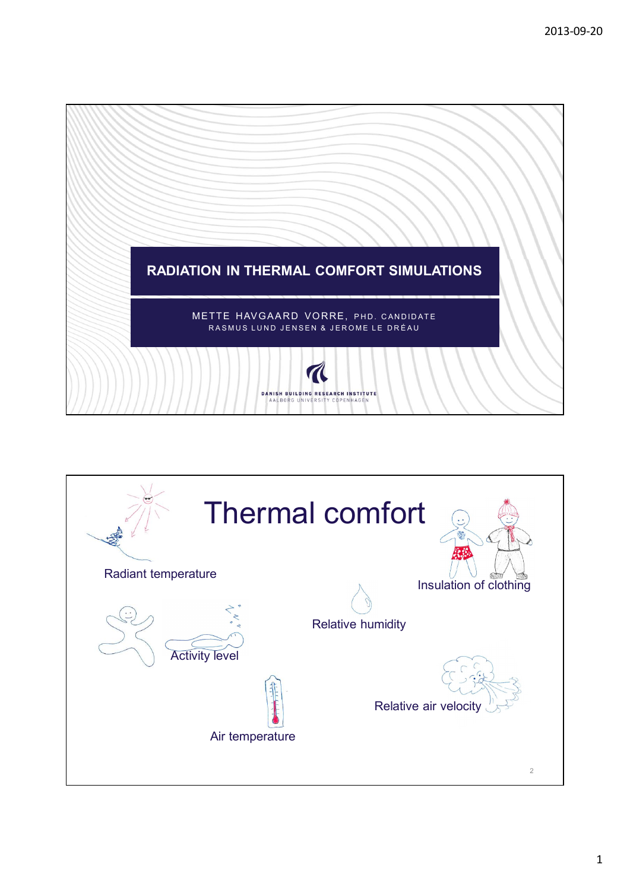# RADIATION IN THERMAL COMFORT SIMULATIONS

METTE HAVGAARD VORRE, PHD. CANDIDATE
RASMUS LUND JENSEN & JEROME LE DRÉAU

DANISH BUILDING RESEARCH INSTITUTE
AALBORG UNIVERSITY COPENHAGEN

# Thermal comfort

- Radiant temperature
- Insulation of clothing
- Relative humidity
- Activity level
- Relative air velocity
- Air temperature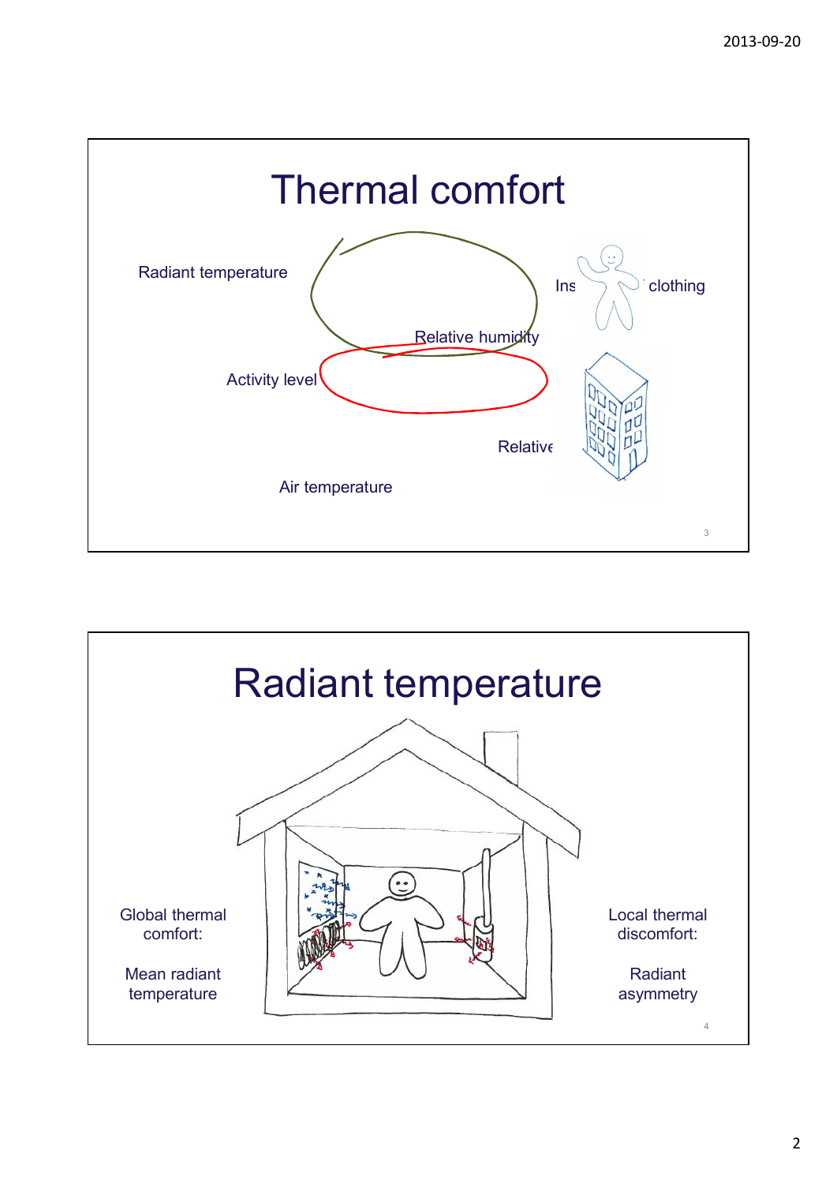# Thermal comfort

Radiant temperature

Activity level

Air temperature

Relative humidity

Ins clothing

Relative

# Radiant temperature

Global thermal comfort:

Mean radiant temperature

Local thermal discomfort:

Radiant asymmetry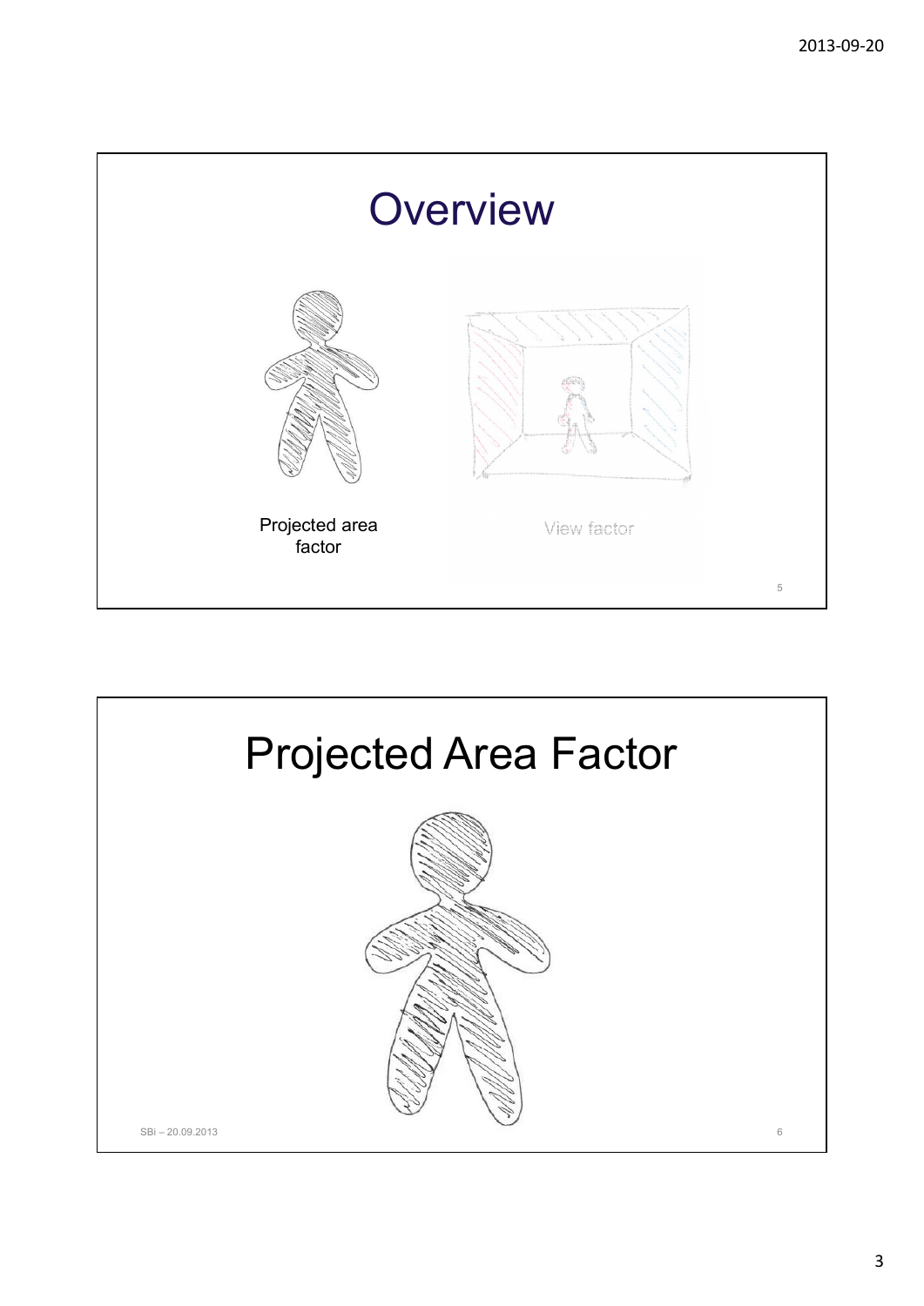# Overview

Projected area factor

View factor

# Projected Area Factor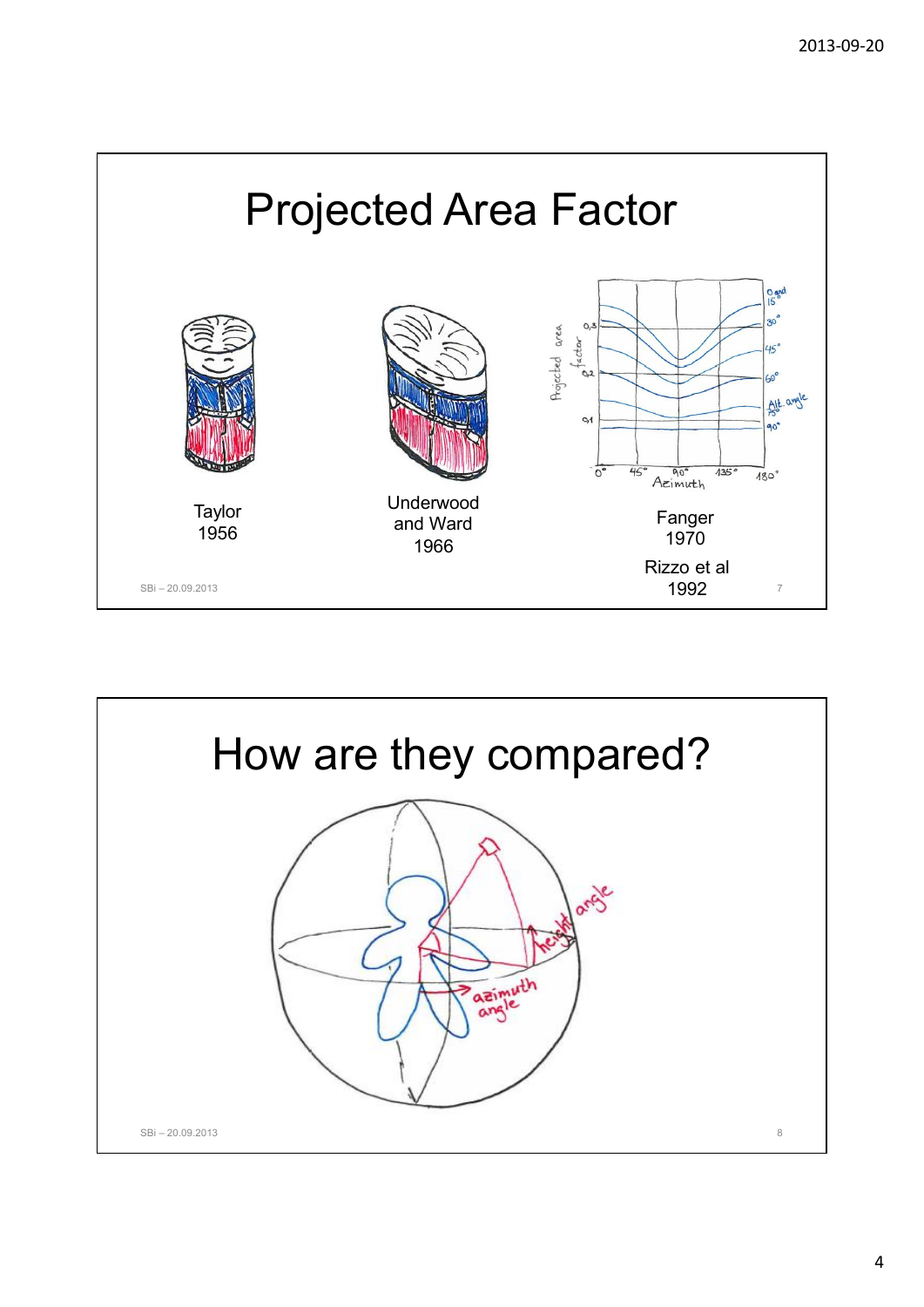# Projected Area Factor

Taylor
1956

Underwood
and Ward
1966

Fanger
1970

Rizzo et al
1992

# How are they compared?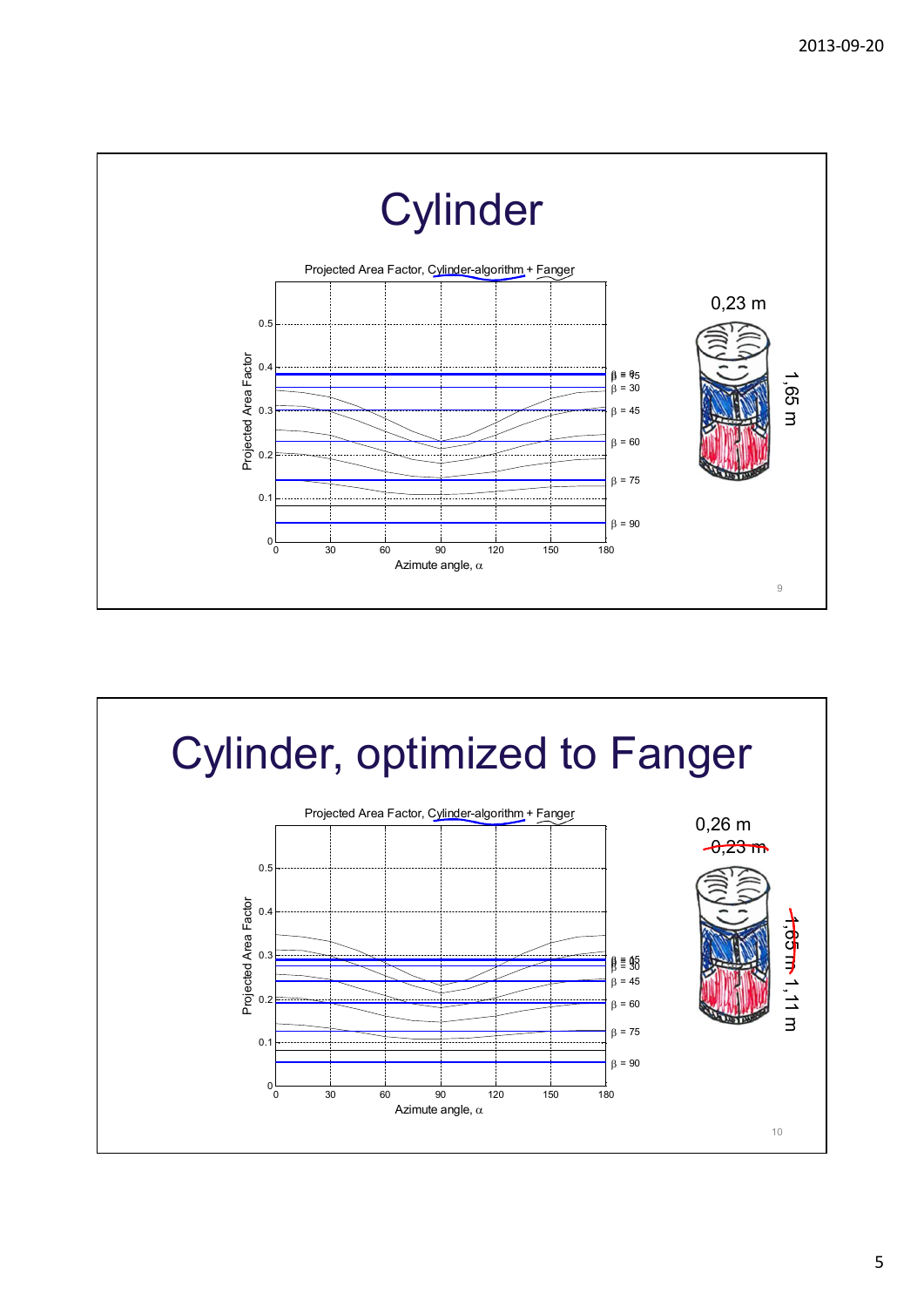# Cylinder

Projected Area Factor, Cylinder-algorithm + Fanger

0,23 m

1,65 m

# Cylinder, optimized to Fanger

Projected Area Factor, Cylinder-algorithm + Fanger

0,26 m

~~0,23 m~~

~~1,65 m~~ 1,11 m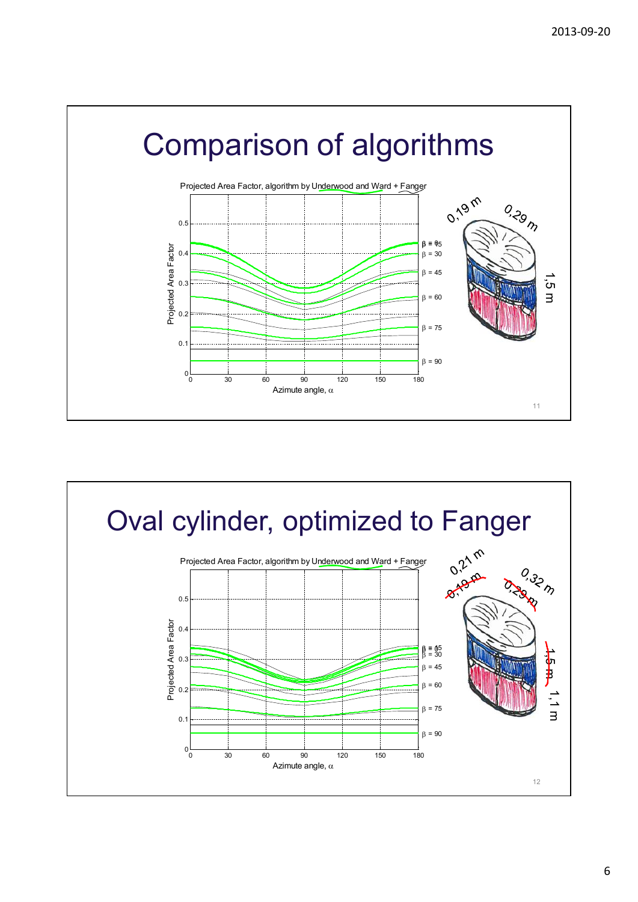# Comparison of algorithms

Projected Area Factor, algorithm by Underwood and Ward + Fanger

Projected Area Factor

Azimute angle, $\alpha$

$\beta$ = 0, $\beta$ = 15, $\beta$ = 30, $\beta$ = 45, $\beta$ = 60, $\beta$ = 75, $\beta$ = 90

0,19 m

0,29 m

1,5 m

# Oval cylinder, optimized to Fanger

Projected Area Factor, algorithm by Underwood and Ward + Fanger

Projected Area Factor

Azimute angle, $\alpha$

$\beta$ = 0, $\beta$ = 15, $\beta$ = 30, $\beta$ = 45, $\beta$ = 60, $\beta$ = 75, $\beta$ = 90

~~0,19 m~~ 0,21 m

~~0,29 m~~ 0,32 m

~~1,5 m~~ 1,1 m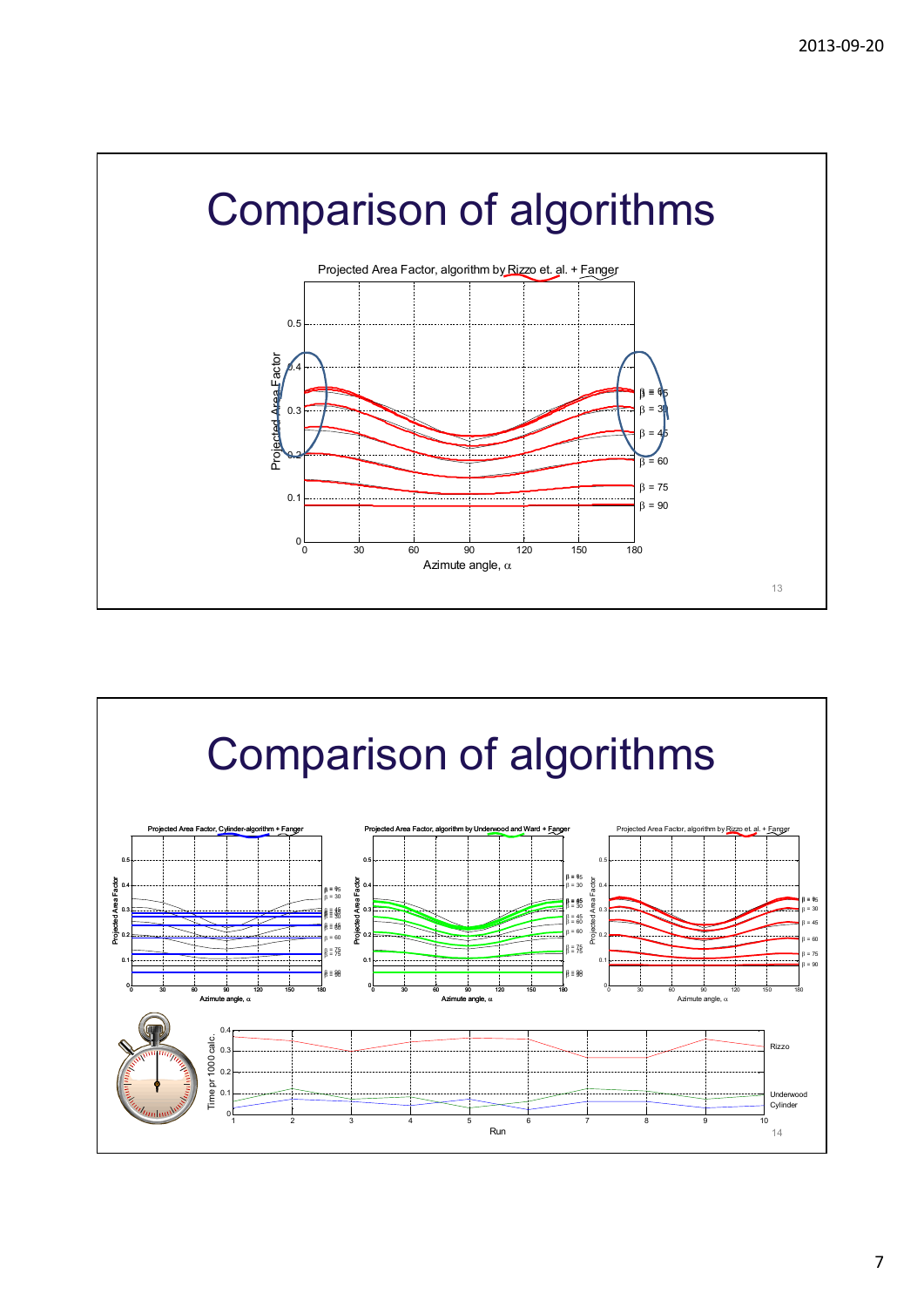# Comparison of algorithms

Projected Area Factor, algorithm by Rizzo et. al. + Fanger

Projected Area Factor

Azimute angle, α

β = 0, β = 15, β = 30, β = 45, β = 60, β = 75, β = 90

# Comparison of algorithms

Projected Area Factor, Cylinder-algorithm + Fanger

Projected Area Factor, algorithm by Underwood and Ward + Fanger

Projected Area Factor, algorithm by Rizzo et. al. + Fanger

Time pr 1000 calc.

Run

Rizzo

Underwood

Cylinder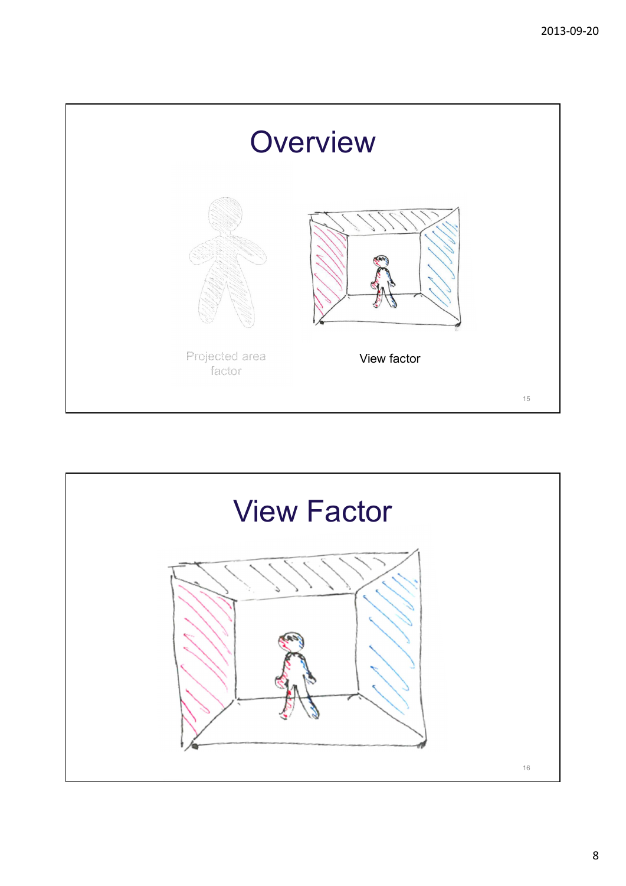# Overview

Projected area factor

View factor

# View Factor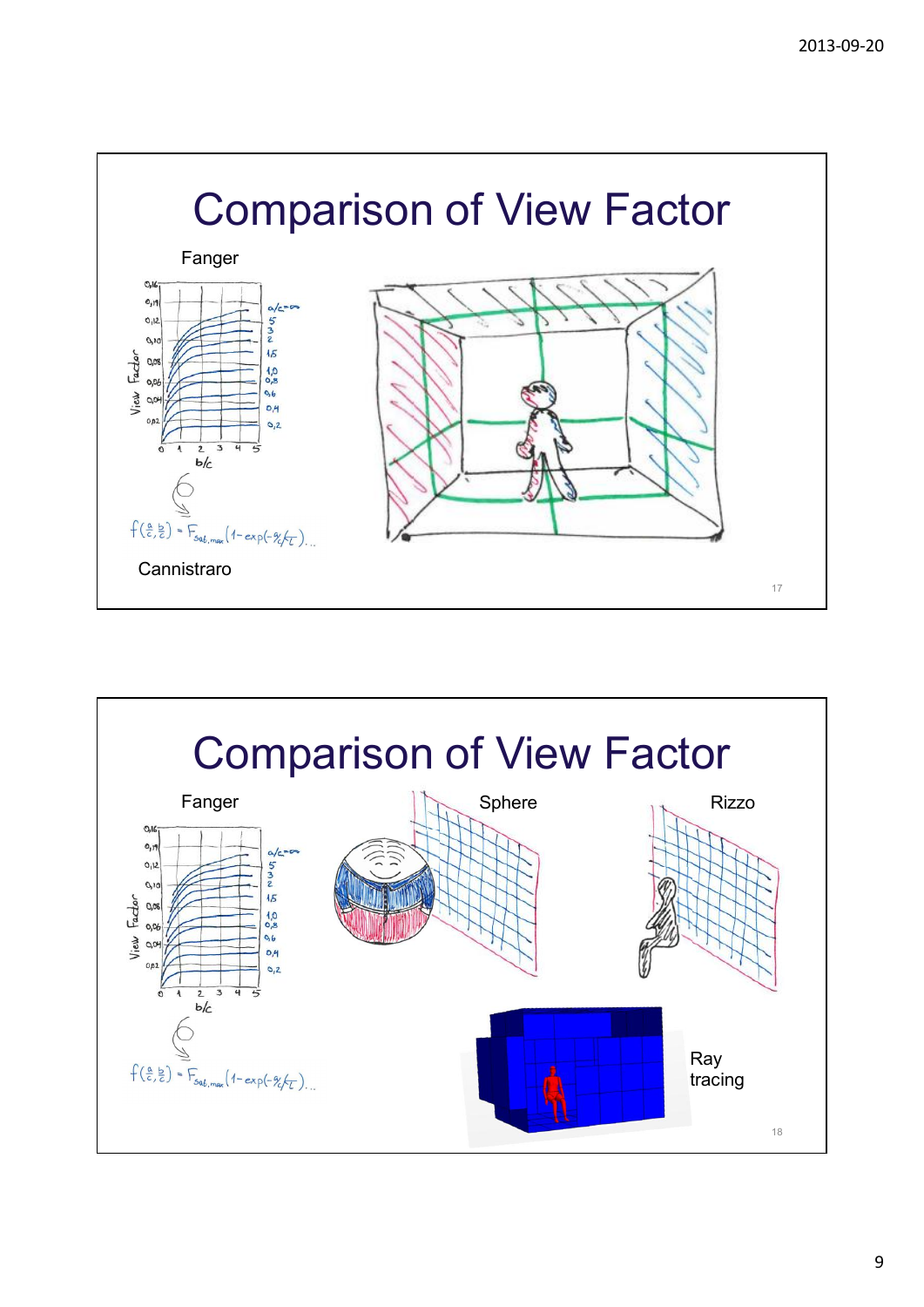# Comparison of View Factor

Fanger

$f(\frac{a}{c}, \frac{b}{c}) = F_{sat,max}(1 - \exp(-\frac{a}{c}/\tau))$...

Cannistraro

# Comparison of View Factor

Fanger

Sphere

Rizzo

$f(\frac{a}{c}, \frac{b}{c}) = F_{sat,max}(1 - \exp(-\frac{a}{c}/\tau))$...

Ray tracing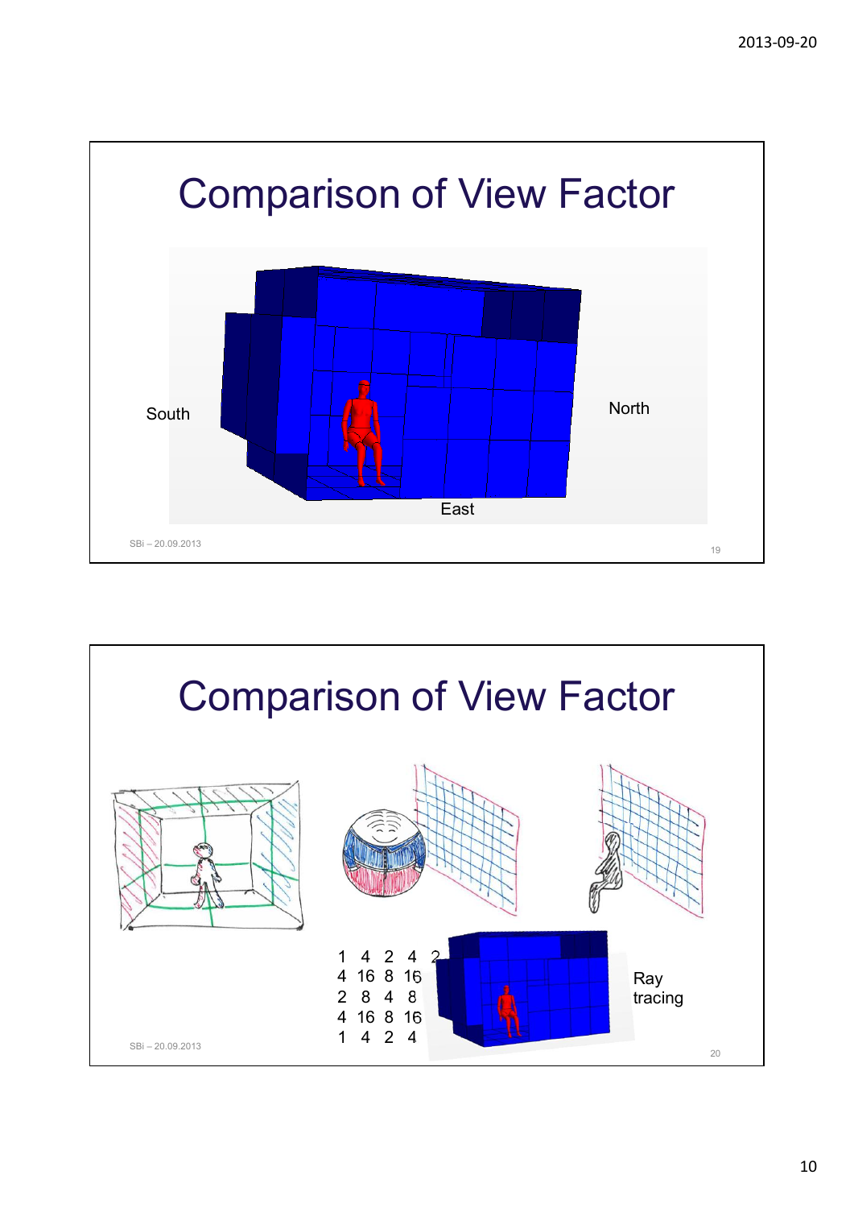# Comparison of View Factor

South

North

East

# Comparison of View Factor

| 1 | 4 | 2 | 4 | 2 |
|---|---|---|---|---|
| 4 | 16 | 8 | 16 | |
| 2 | 8 | 4 | 8 | |
| 4 | 16 | 8 | 16 | |
| 1 | 4 | 2 | 4 | |

Ray tracing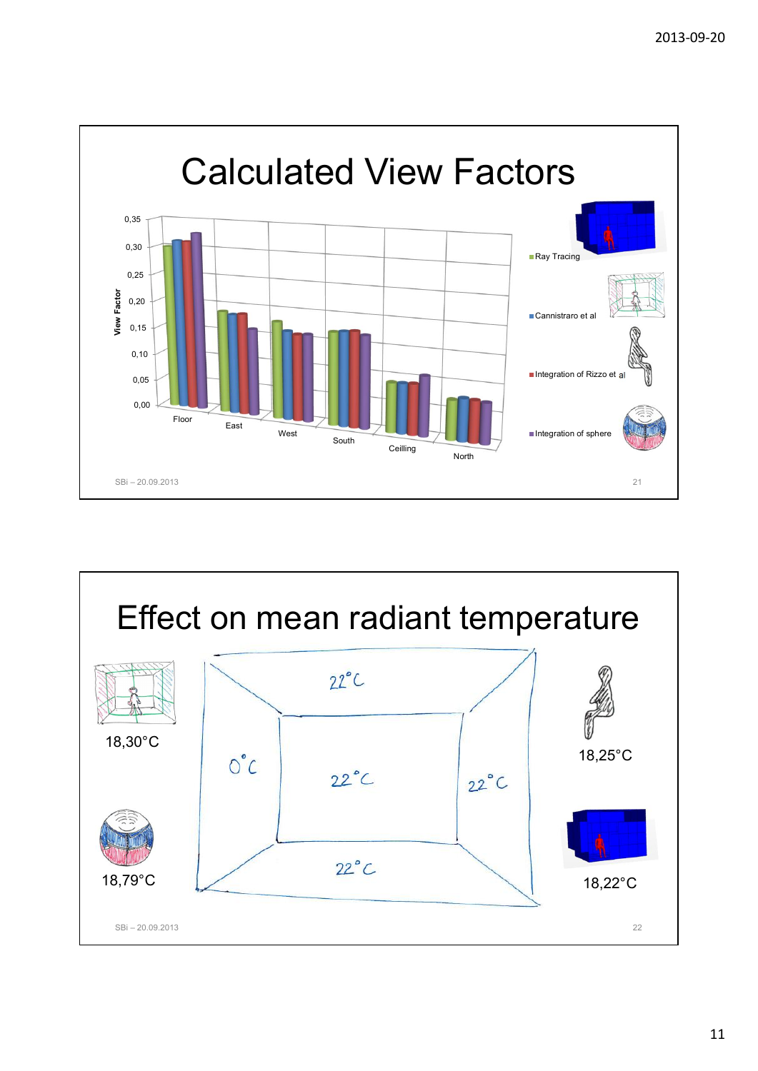# Calculated View Factors

View Factor

0,35
0,30
0,25
0,20
0,15
0,10
0,05
0,00

Floor, East, West, South, Ceilling, North

- Ray Tracing
- Cannistraro et al
- Integration of Rizzo et al
- Integration of sphere

SBi – 20.09.2013

# Effect on mean radiant temperature

22°C

0°C

22°C

22°C

22°C

18,30°C

18,25°C

18,79°C

18,22°C

SBi – 20.09.2013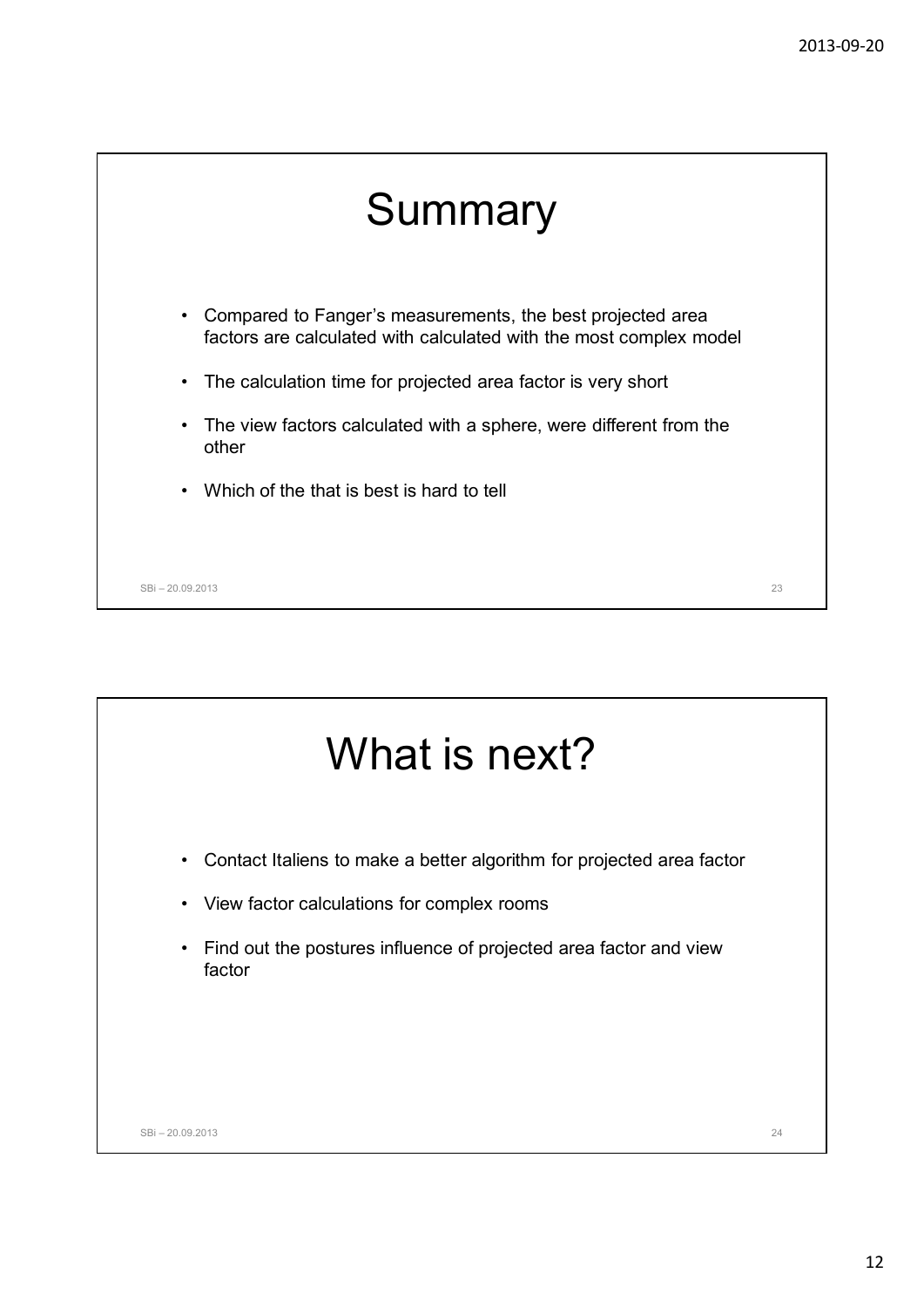# Summary

- Compared to Fanger's measurements, the best projected area factors are calculated with calculated with the most complex model
- The calculation time for projected area factor is very short
- The view factors calculated with a sphere, were different from the other
- Which of the that is best is hard to tell

# What is next?

- Contact Italiens to make a better algorithm for projected area factor
- View factor calculations for complex rooms
- Find out the postures influence of projected area factor and view factor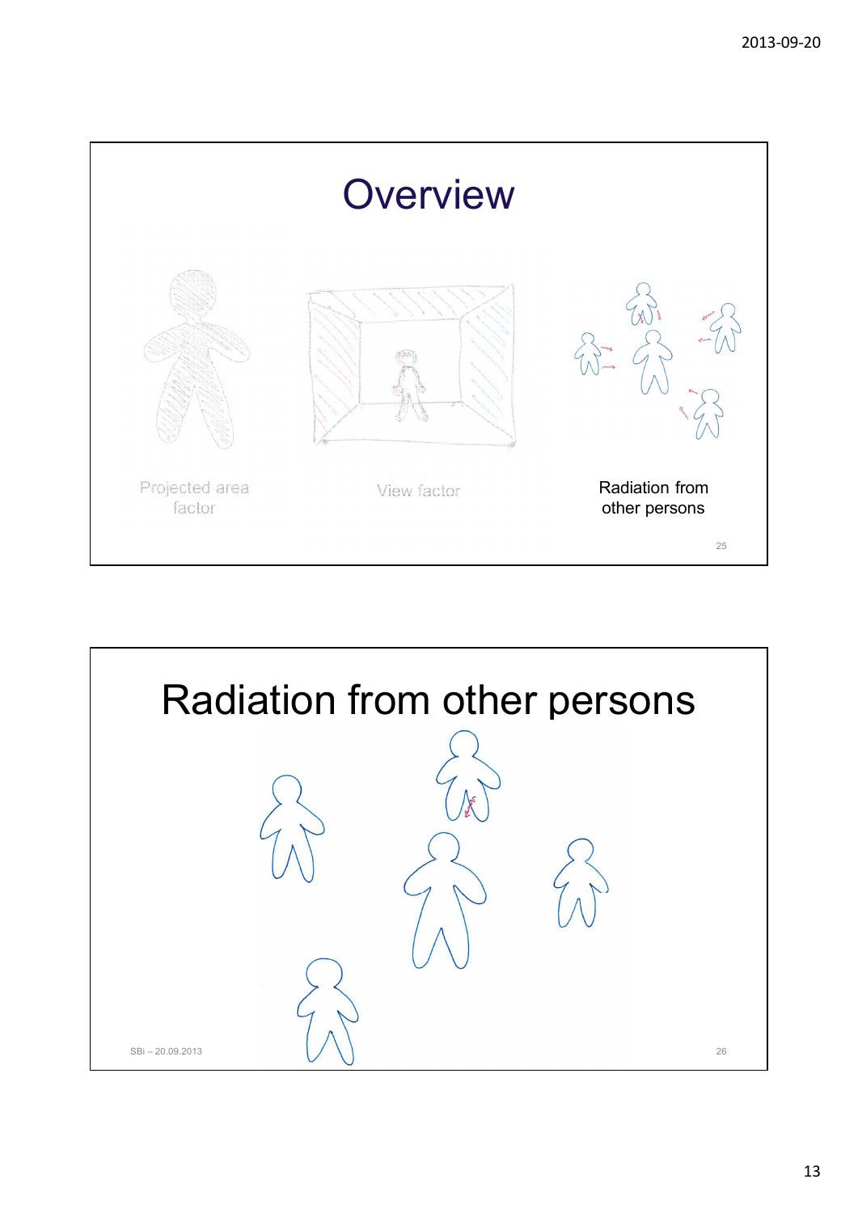# Overview

Projected area factor

View factor

Radiation from other persons

# Radiation from other persons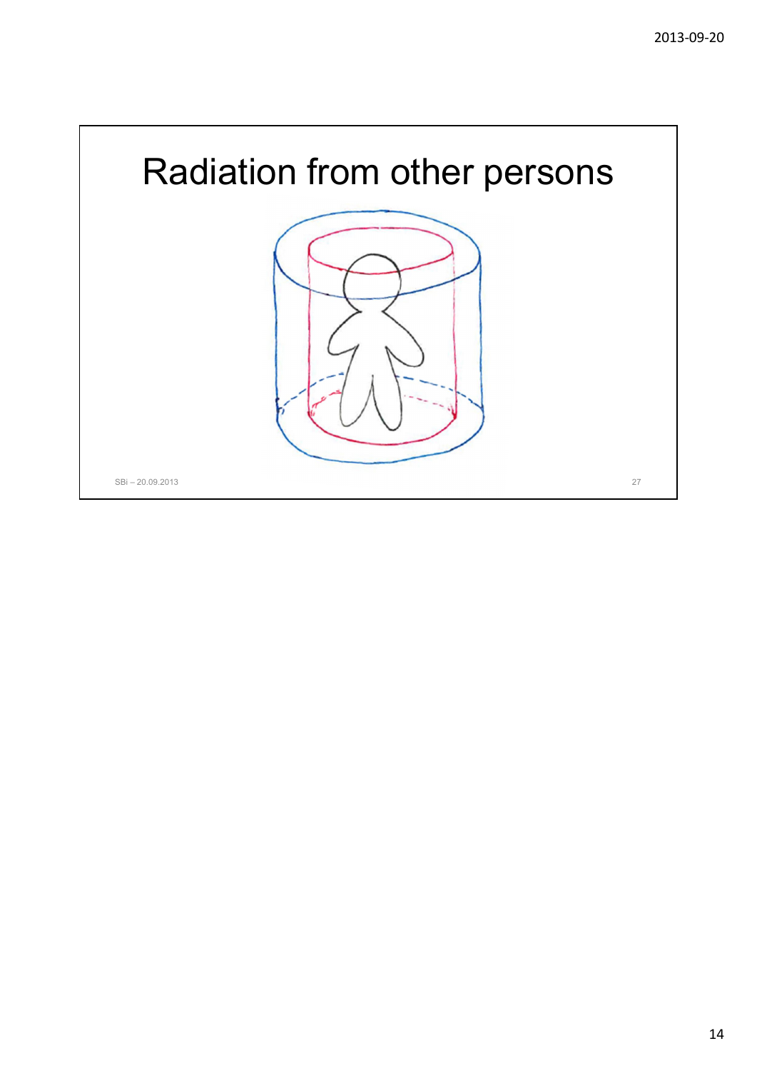# Radiation from other persons